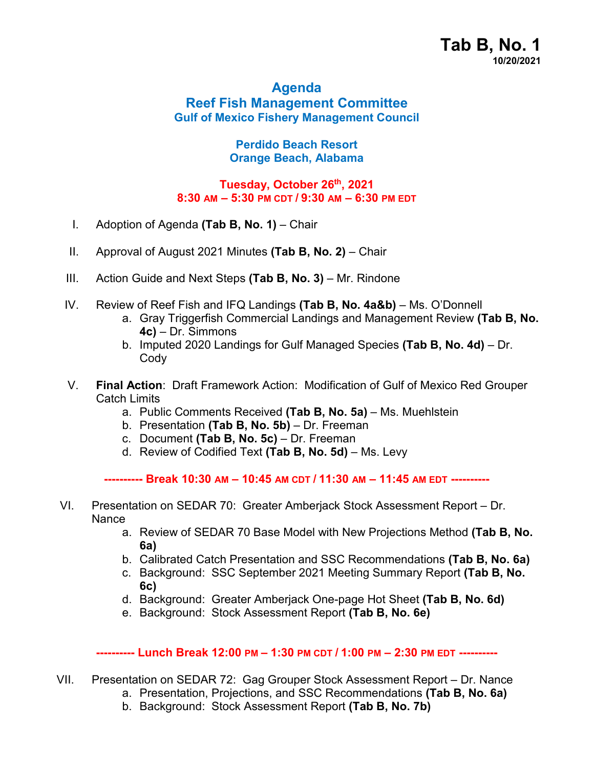**Tab B, No. 1**
**10/20/2021**

# Agenda
## Reef Fish Management Committee
### Gulf of Mexico Fishery Management Council

**Perdido Beach Resort**
**Orange Beach, Alabama**

**Tuesday, October 26th, 2021**
**8:30 AM – 5:30 PM CDT / 9:30 AM – 6:30 PM EDT**

I. Adoption of Agenda **(Tab B, No. 1)** – Chair

II. Approval of August 2021 Minutes **(Tab B, No. 2)** – Chair

III. Action Guide and Next Steps **(Tab B, No. 3)** – Mr. Rindone

IV. Review of Reef Fish and IFQ Landings **(Tab B, No. 4a&b)** – Ms. O'Donnell
   a. Gray Triggerfish Commercial Landings and Management Review **(Tab B, No. 4c)** – Dr. Simmons
   b. Imputed 2020 Landings for Gulf Managed Species **(Tab B, No. 4d)** – Dr. Cody

V. **Final Action**: Draft Framework Action: Modification of Gulf of Mexico Red Grouper Catch Limits
   a. Public Comments Received **(Tab B, No. 5a)** – Ms. Muehlstein
   b. Presentation **(Tab B, No. 5b)** – Dr. Freeman
   c. Document **(Tab B, No. 5c)** – Dr. Freeman
   d. Review of Codified Text **(Tab B, No. 5d)** – Ms. Levy

**---------- Break 10:30 AM – 10:45 AM CDT / 11:30 AM – 11:45 AM EDT ----------**

VI. Presentation on SEDAR 70: Greater Amberjack Stock Assessment Report – Dr. Nance
   a. Review of SEDAR 70 Base Model with New Projections Method **(Tab B, No. 6a)**
   b. Calibrated Catch Presentation and SSC Recommendations **(Tab B, No. 6a)**
   c. Background: SSC September 2021 Meeting Summary Report **(Tab B, No. 6c)**
   d. Background: Greater Amberjack One-page Hot Sheet **(Tab B, No. 6d)**
   e. Background: Stock Assessment Report **(Tab B, No. 6e)**

**---------- Lunch Break 12:00 PM – 1:30 PM CDT / 1:00 PM – 2:30 PM EDT ----------**

VII. Presentation on SEDAR 72: Gag Grouper Stock Assessment Report – Dr. Nance
   a. Presentation, Projections, and SSC Recommendations **(Tab B, No. 6a)**
   b. Background: Stock Assessment Report **(Tab B, No. 7b)**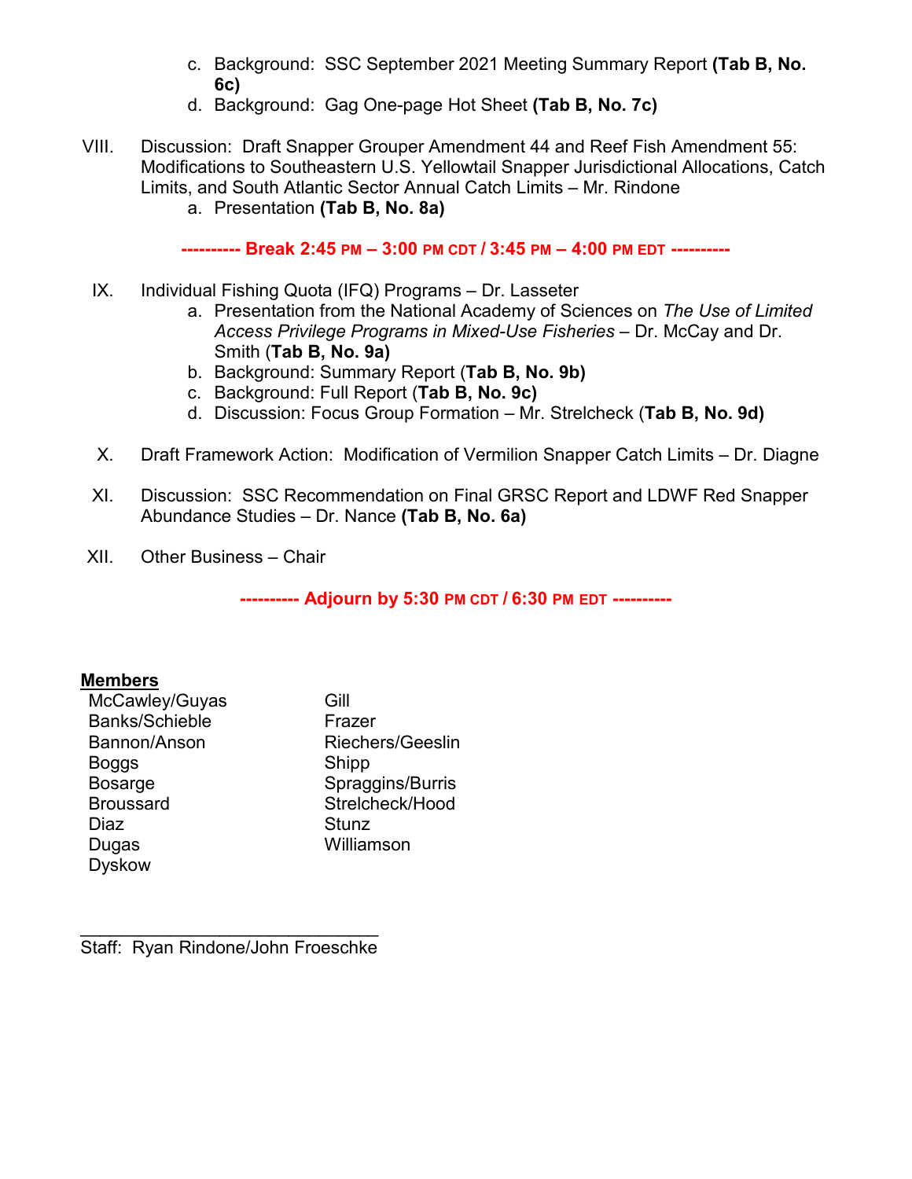c. Background: SSC September 2021 Meeting Summary Report **(Tab B, No. 6c)**
d. Background: Gag One-page Hot Sheet **(Tab B, No. 7c)**

VIII. Discussion: Draft Snapper Grouper Amendment 44 and Reef Fish Amendment 55: Modifications to Southeastern U.S. Yellowtail Snapper Jurisdictional Allocations, Catch Limits, and South Atlantic Sector Annual Catch Limits – Mr. Rindone
  a. Presentation **(Tab B, No. 8a)**

**---------- Break 2:45 PM – 3:00 PM CDT / 3:45 PM – 4:00 PM EDT ----------**

IX. Individual Fishing Quota (IFQ) Programs – Dr. Lasseter
  a. Presentation from the National Academy of Sciences on *The Use of Limited Access Privilege Programs in Mixed-Use Fisheries* – Dr. McCay and Dr. Smith (**Tab B, No. 9a)**
  b. Background: Summary Report (**Tab B, No. 9b)**
  c. Background: Full Report (**Tab B, No. 9c)**
  d. Discussion: Focus Group Formation – Mr. Strelcheck (**Tab B, No. 9d)**

X. Draft Framework Action: Modification of Vermilion Snapper Catch Limits – Dr. Diagne

XI. Discussion: SSC Recommendation on Final GRSC Report and LDWF Red Snapper Abundance Studies – Dr. Nance **(Tab B, No. 6a)**

XII. Other Business – Chair

**---------- Adjourn by 5:30 PM CDT / 6:30 PM EDT ----------**

**Members**

McCawley/Guyas
Banks/Schieble
Bannon/Anson
Boggs
Bosarge
Broussard
Diaz
Dugas
Dyskow
Gill
Frazer
Riechers/Geeslin
Shipp
Spraggins/Burris
Strelcheck/Hood
Stunz
Williamson

Staff: Ryan Rindone/John Froeschke